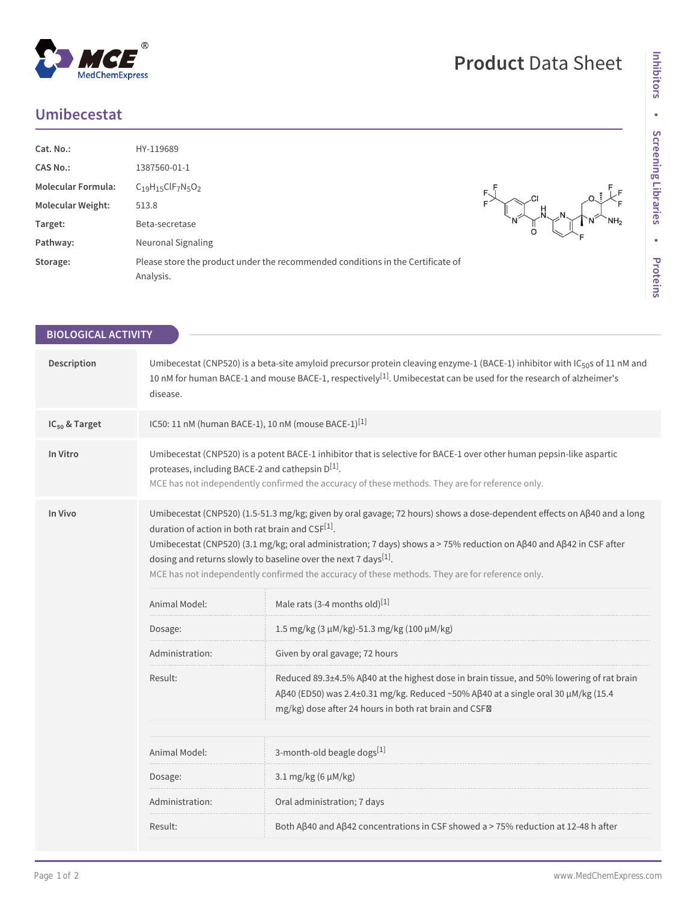# Umibecestat

| | |
|---|---|
| **Cat. No.:** | HY-119689 |
| **CAS No.:** | 1387560-01-1 |
| **Molecular Formula:** | $C_{19}H_{15}ClF_7N_5O_2$ |
| **Molecular Weight:** | 513.8 |
| **Target:** | Beta-secretase |
| **Pathway:** | Neuronal Signaling |
| **Storage:** | Please store the product under the recommended conditions in the Certificate of Analysis. |

## BIOLOGICAL ACTIVITY

| | |
|---|---|
| **Description** | Umibecestat (CNP520) is a beta-site amyloid precursor protein cleaving enzyme-1 (BACE-1) inhibitor with $IC_{50}$s of 11 nM and 10 nM for human BACE-1 and mouse BACE-1, respectively[1]. Umibecestat can be used for the research of alzheimer's disease. |
| **$IC_{50}$ & Target** | IC50: 11 nM (human BACE-1), 10 nM (mouse BACE-1)[1] |
| **In Vitro** | Umibecestat (CNP520) is a potent BACE-1 inhibitor that is selective for BACE-1 over other human pepsin-like aspartic proteases, including BACE-2 and cathepsin D[1].<br>MCE has not independently confirmed the accuracy of these methods. They are for reference only. |
| **In Vivo** | Umibecestat (CNP520) (1.5-51.3 mg/kg; given by oral gavage; 72 hours) shows a dose-dependent effects on Aβ40 and a long duration of action in both rat brain and CSF[1].<br>Umibecestat (CNP520) (3.1 mg/kg; oral administration; 7 days) shows a > 75% reduction on Aβ40 and Aβ42 in CSF after dosing and returns slowly to baseline over the next 7 days[1].<br>MCE has not independently confirmed the accuracy of these methods. They are for reference only. |

| | |
|---|---|
| Animal Model: | Male rats (3-4 months old)[1] |
| Dosage: | 1.5 mg/kg (3 μM/kg)-51.3 mg/kg (100 μM/kg) |
| Administration: | Given by oral gavage; 72 hours |
| Result: | Reduced 89.3±4.5% Aβ40 at the highest dose in brain tissue, and 50% lowering of rat brain Aβ40 (ED50) was 2.4±0.31 mg/kg. Reduced ~50% Aβ40 at a single oral 30 μM/kg (15.4 mg/kg) dose after 24 hours in both rat brain and CSF. |

| | |
|---|---|
| Animal Model: | 3-month-old beagle dogs[1] |
| Dosage: | 3.1 mg/kg (6 μM/kg) |
| Administration: | Oral administration; 7 days |
| Result: | Both Aβ40 and Aβ42 concentrations in CSF showed a > 75% reduction at 12-48 h after |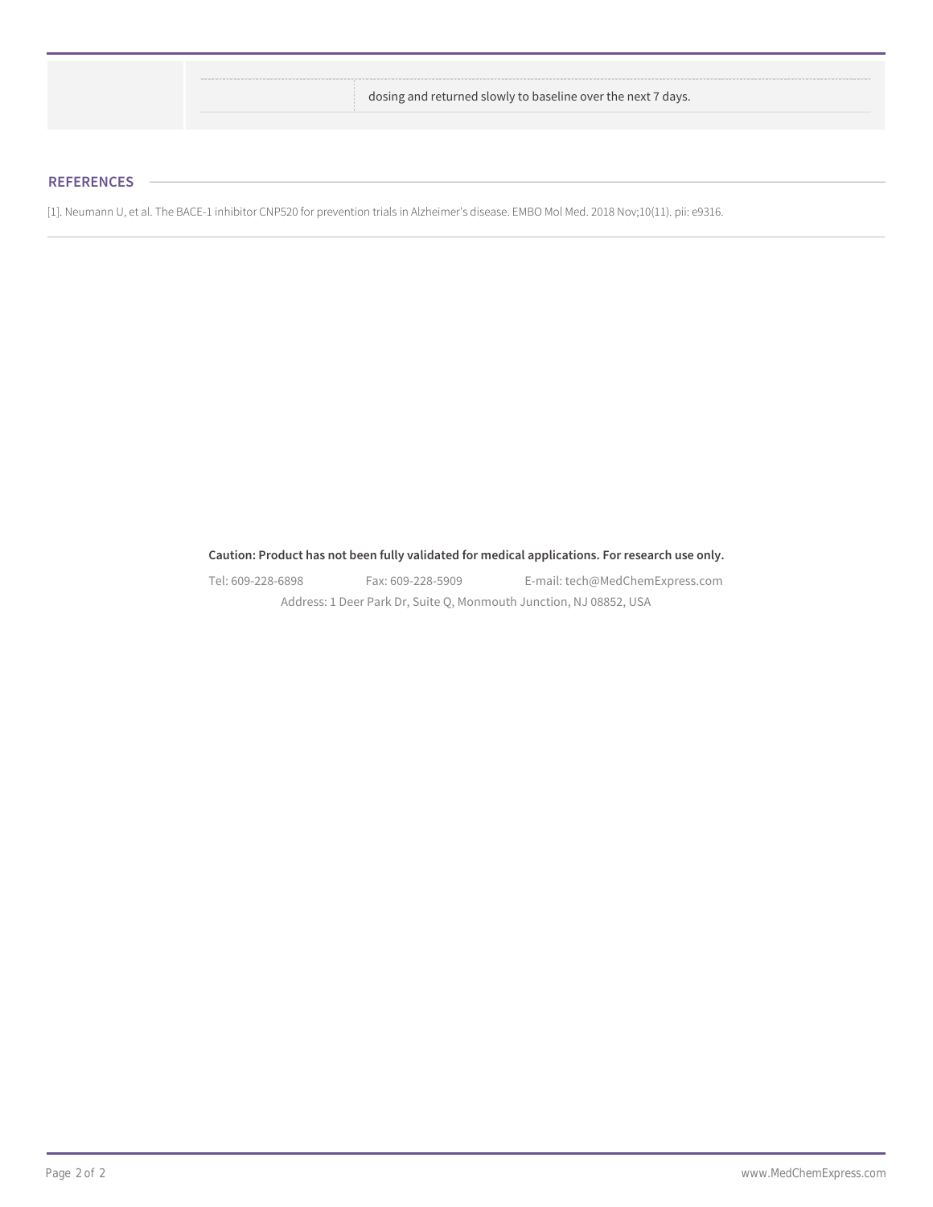| | |
|---|---|
| | dosing and returned slowly to baseline over the next 7 days. |

## REFERENCES

[1]. Neumann U, et al. The BACE-1 inhibitor CNP520 for prevention trials in Alzheimer's disease. EMBO Mol Med. 2018 Nov;10(11). pii: e9316.

**Caution: Product has not been fully validated for medical applications. For research use only.**

Tel: 609-228-6898 Fax: 609-228-5909 E-mail: tech@MedChemExpress.com

Address: 1 Deer Park Dr, Suite Q, Monmouth Junction, NJ 08852, USA